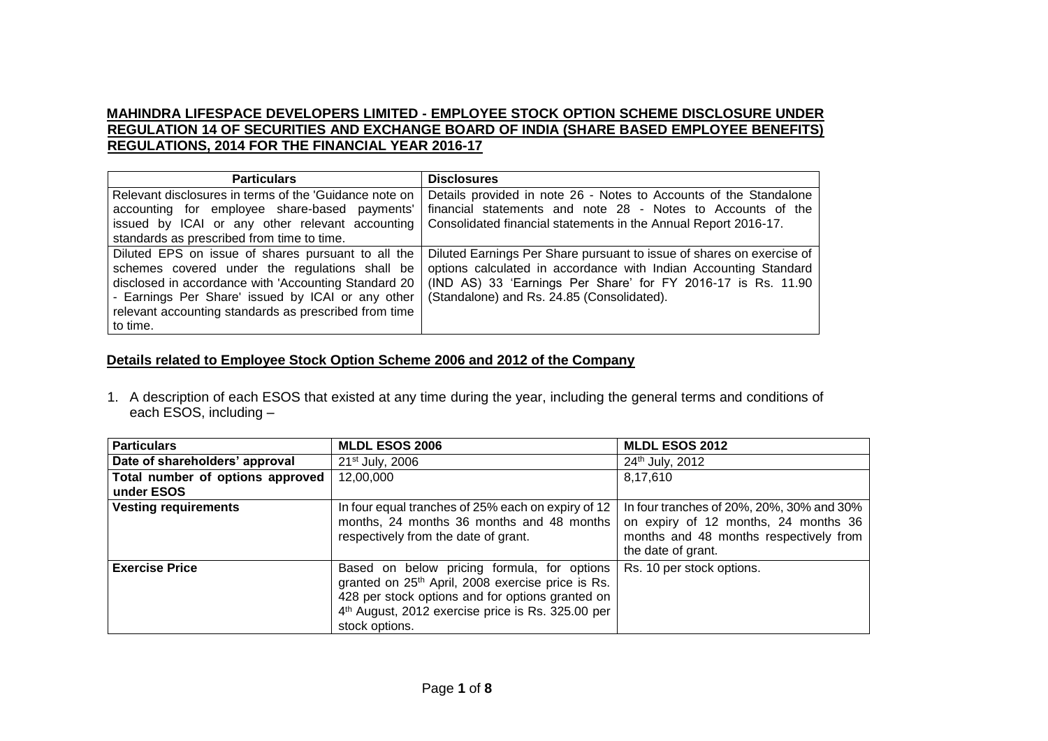**MAHINDRA LIFESPACE DEVELOPERS LIMITED - EMPLOYEE STOCK OPTION SCHEME DISCLOSURE UNDER REGULATION 14 OF SECURITIES AND EXCHANGE BOARD OF INDIA (SHARE BASED EMPLOYEE BENEFITS) REGULATIONS, 2014 FOR THE FINANCIAL YEAR 2016-17**

| Particulars | Disclosures |
|---|---|
| Relevant disclosures in terms of the 'Guidance note on accounting for employee share-based payments' issued by ICAI or any other relevant accounting standards as prescribed from time to time. | Details provided in note 26 - Notes to Accounts of the Standalone financial statements and note 28 - Notes to Accounts of the Consolidated financial statements in the Annual Report 2016-17. |
| Diluted EPS on issue of shares pursuant to all the schemes covered under the regulations shall be disclosed in accordance with 'Accounting Standard 20 - Earnings Per Share' issued by ICAI or any other relevant accounting standards as prescribed from time to time. | Diluted Earnings Per Share pursuant to issue of shares on exercise of options calculated in accordance with Indian Accounting Standard (IND AS) 33 'Earnings Per Share' for FY 2016-17 is Rs. 11.90 (Standalone) and Rs. 24.85 (Consolidated). |

**Details related to Employee Stock Option Scheme 2006 and 2012 of the Company**

1. A description of each ESOS that existed at any time during the year, including the general terms and conditions of each ESOS, including –

| Particulars | MLDL ESOS 2006 | MLDL ESOS 2012 |
|---|---|---|
| **Date of shareholders' approval** | 21st July, 2006 | 24th July, 2012 |
| **Total number of options approved under ESOS** | 12,00,000 | 8,17,610 |
| **Vesting requirements** | In four equal tranches of 25% each on expiry of 12 months, 24 months 36 months and 48 months respectively from the date of grant. | In four tranches of 20%, 20%, 30% and 30% on expiry of 12 months, 24 months 36 months and 48 months respectively from the date of grant. |
| **Exercise Price** | Based on below pricing formula, for options granted on 25th April, 2008 exercise price is Rs. 428 per stock options and for options granted on 4th August, 2012 exercise price is Rs. 325.00 per stock options. | Rs. 10 per stock options. |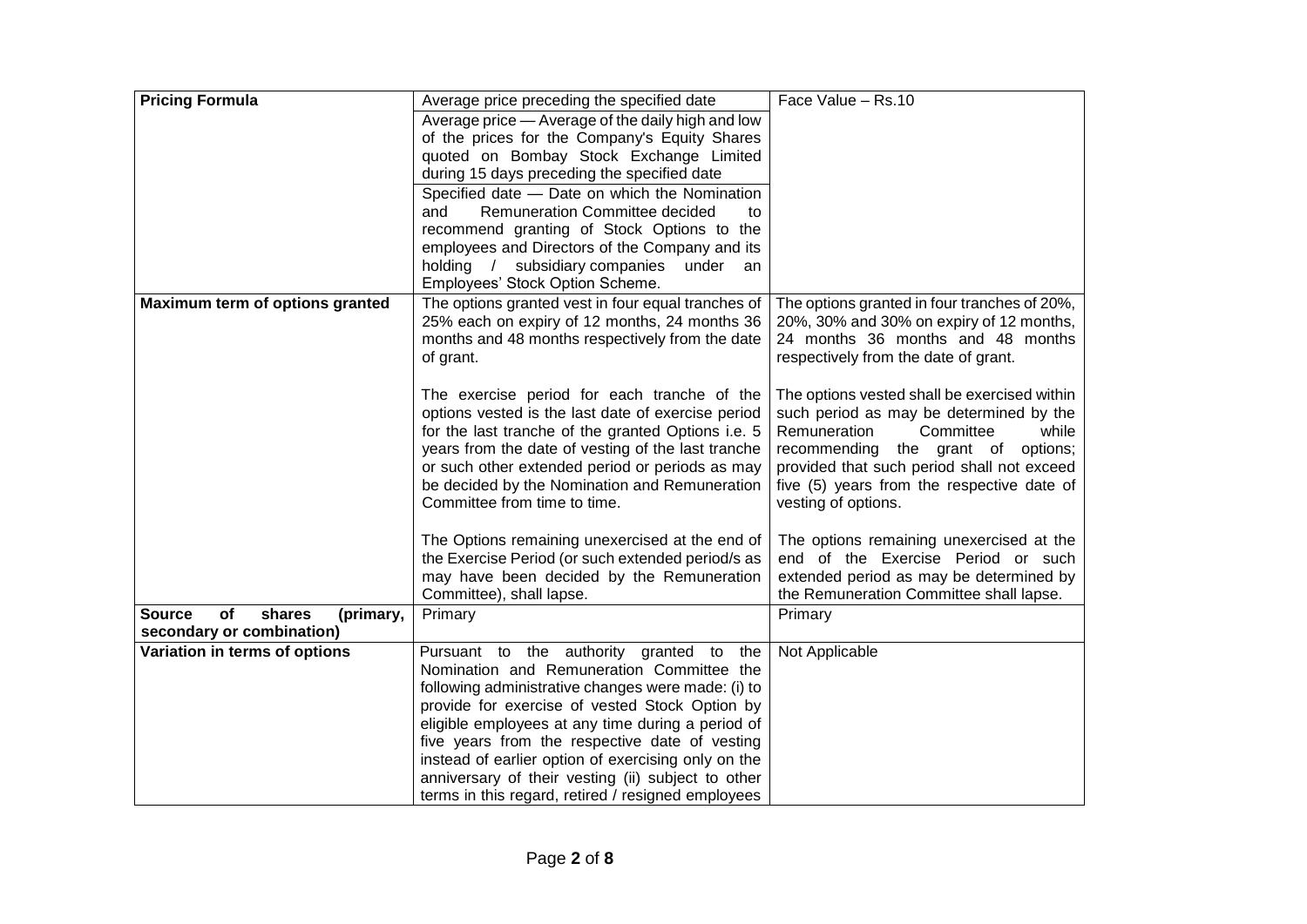| | | |
|---|---|---|
| **Pricing Formula** | Average price preceding the specified date<br><br>Average price — Average of the daily high and low of the prices for the Company's Equity Shares quoted on Bombay Stock Exchange Limited during 15 days preceding the specified date<br><br>Specified date — Date on which the Nomination and Remuneration Committee decided to recommend granting of Stock Options to the employees and Directors of the Company and its holding / subsidiary companies under an Employees' Stock Option Scheme. | Face Value – Rs.10 |
| **Maximum term of options granted** | The options granted vest in four equal tranches of 25% each on expiry of 12 months, 24 months 36 months and 48 months respectively from the date of grant.<br><br>The exercise period for each tranche of the options vested is the last date of exercise period for the last tranche of the granted Options i.e. 5 years from the date of vesting of the last tranche or such other extended period or periods as may be decided by the Nomination and Remuneration Committee from time to time.<br><br>The Options remaining unexercised at the end of the Exercise Period (or such extended period/s as may have been decided by the Remuneration Committee), shall lapse. | The options granted in four tranches of 20%, 20%, 30% and 30% on expiry of 12 months, 24 months 36 months and 48 months respectively from the date of grant.<br><br>The options vested shall be exercised within such period as may be determined by the Remuneration Committee while recommending the grant of options; provided that such period shall not exceed five (5) years from the respective date of vesting of options.<br><br>The options remaining unexercised at the end of the Exercise Period or such extended period as may be determined by the Remuneration Committee shall lapse. |
| **Source of shares (primary, secondary or combination)** | Primary | Primary |
| **Variation in terms of options** | Pursuant to the authority granted to the Nomination and Remuneration Committee the following administrative changes were made: (i) to provide for exercise of vested Stock Option by eligible employees at any time during a period of five years from the respective date of vesting instead of earlier option of exercising only on the anniversary of their vesting (ii) subject to other terms in this regard, retired / resigned employees | Not Applicable |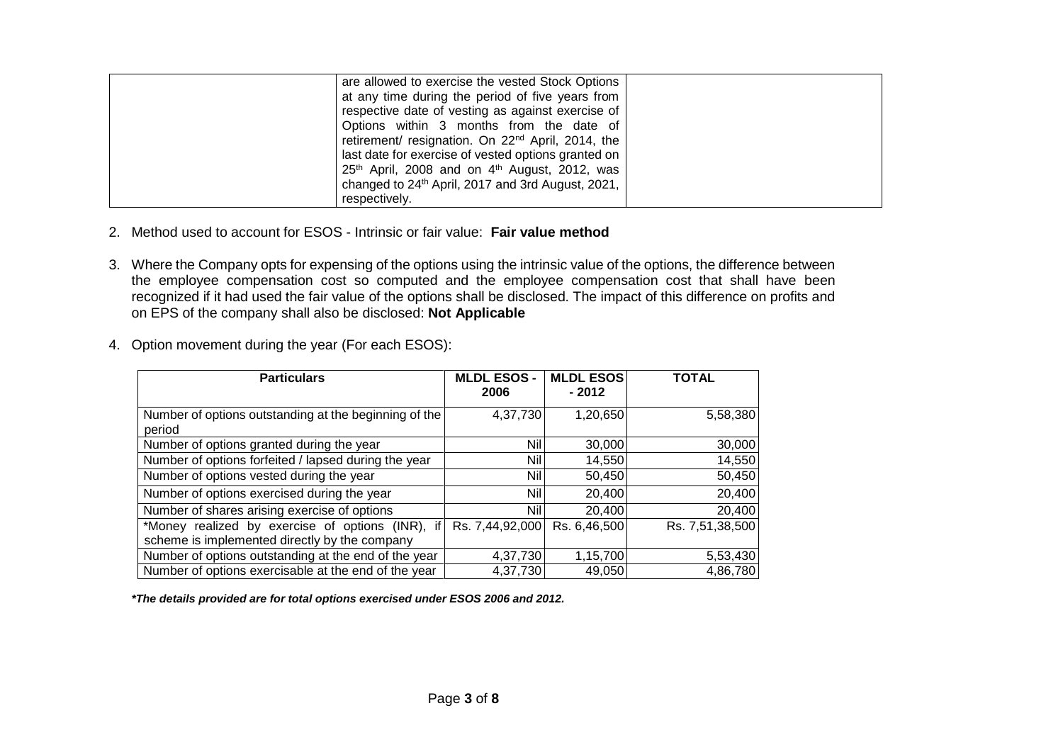| | | |
|---|---|---|
| | are allowed to exercise the vested Stock Options at any time during the period of five years from respective date of vesting as against exercise of Options within 3 months from the date of retirement/ resignation. On 22nd April, 2014, the last date for exercise of vested options granted on 25th April, 2008 and on 4th August, 2012, was changed to 24th April, 2017 and 3rd August, 2021, respectively. | |

2. Method used to account for ESOS - Intrinsic or fair value: **Fair value method**

3. Where the Company opts for expensing of the options using the intrinsic value of the options, the difference between the employee compensation cost so computed and the employee compensation cost that shall have been recognized if it had used the fair value of the options shall be disclosed. The impact of this difference on profits and on EPS of the company shall also be disclosed: **Not Applicable**

4. Option movement during the year (For each ESOS):

| Particulars | MLDL ESOS - 2006 | MLDL ESOS - 2012 | TOTAL |
|---|---|---|---|
| Number of options outstanding at the beginning of the period | 4,37,730 | 1,20,650 | 5,58,380 |
| Number of options granted during the year | Nil | 30,000 | 30,000 |
| Number of options forfeited / lapsed during the year | Nil | 14,550 | 14,550 |
| Number of options vested during the year | Nil | 50,450 | 50,450 |
| Number of options exercised during the year | Nil | 20,400 | 20,400 |
| Number of shares arising exercise of options | Nil | 20,400 | 20,400 |
| *Money realized by exercise of options (INR), if scheme is implemented directly by the company | Rs. 7,44,92,000 | Rs. 6,46,500 | Rs. 7,51,38,500 |
| Number of options outstanding at the end of the year | 4,37,730 | 1,15,700 | 5,53,430 |
| Number of options exercisable at the end of the year | 4,37,730 | 49,050 | 4,86,780 |

***The details provided are for total options exercised under ESOS 2006 and 2012.***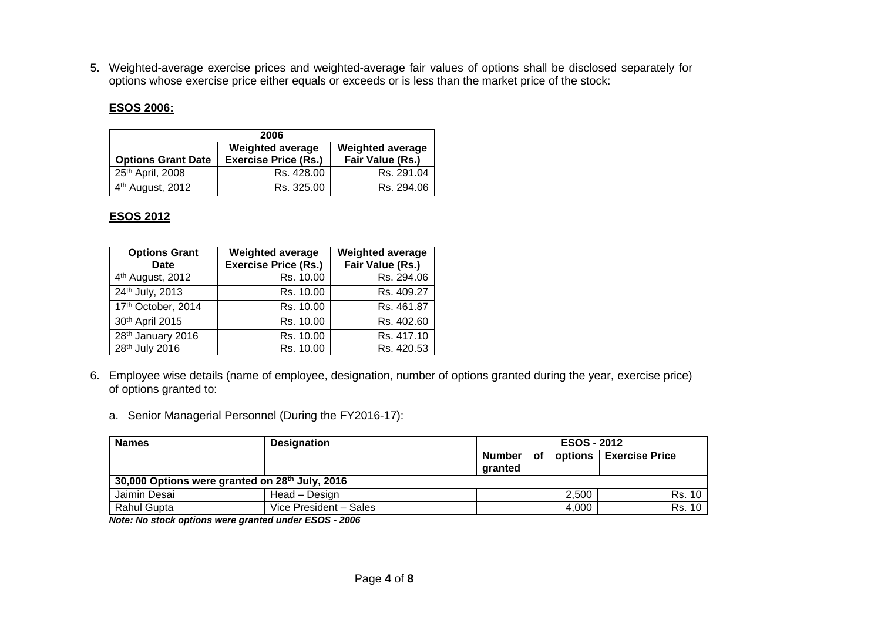5. Weighted-average exercise prices and weighted-average fair values of options shall be disclosed separately for options whose exercise price either equals or exceeds or is less than the market price of the stock:

**ESOS 2006:**

| 2006 | | |
|---|---|---|
| **Options Grant Date** | **Weighted average Exercise Price (Rs.)** | **Weighted average Fair Value (Rs.)** |
| 25th April, 2008 | Rs. 428.00 | Rs. 291.04 |
| 4th August, 2012 | Rs. 325.00 | Rs. 294.06 |

**ESOS 2012**

| Options Grant Date | Weighted average Exercise Price (Rs.) | Weighted average Fair Value (Rs.) |
|---|---|---|
| 4th August, 2012 | Rs. 10.00 | Rs. 294.06 |
| 24th July, 2013 | Rs. 10.00 | Rs. 409.27 |
| 17th October, 2014 | Rs. 10.00 | Rs. 461.87 |
| 30th April 2015 | Rs. 10.00 | Rs. 402.60 |
| 28th January 2016 | Rs. 10.00 | Rs. 417.10 |
| 28th July 2016 | Rs. 10.00 | Rs. 420.53 |

6. Employee wise details (name of employee, designation, number of options granted during the year, exercise price) of options granted to:

   a. Senior Managerial Personnel (During the FY2016-17):

| **Names** | **Designation** | **ESOS - 2012** | |
|---|---|---|---|
| | | **Number of options granted** | **Exercise Price** |
| **30,000 Options were granted on 28th July, 2016** | | | |
| Jaimin Desai | Head – Design | 2,500 | Rs. 10 |
| Rahul Gupta | Vice President – Sales | 4,000 | Rs. 10 |

***Note: No stock options were granted under ESOS - 2006***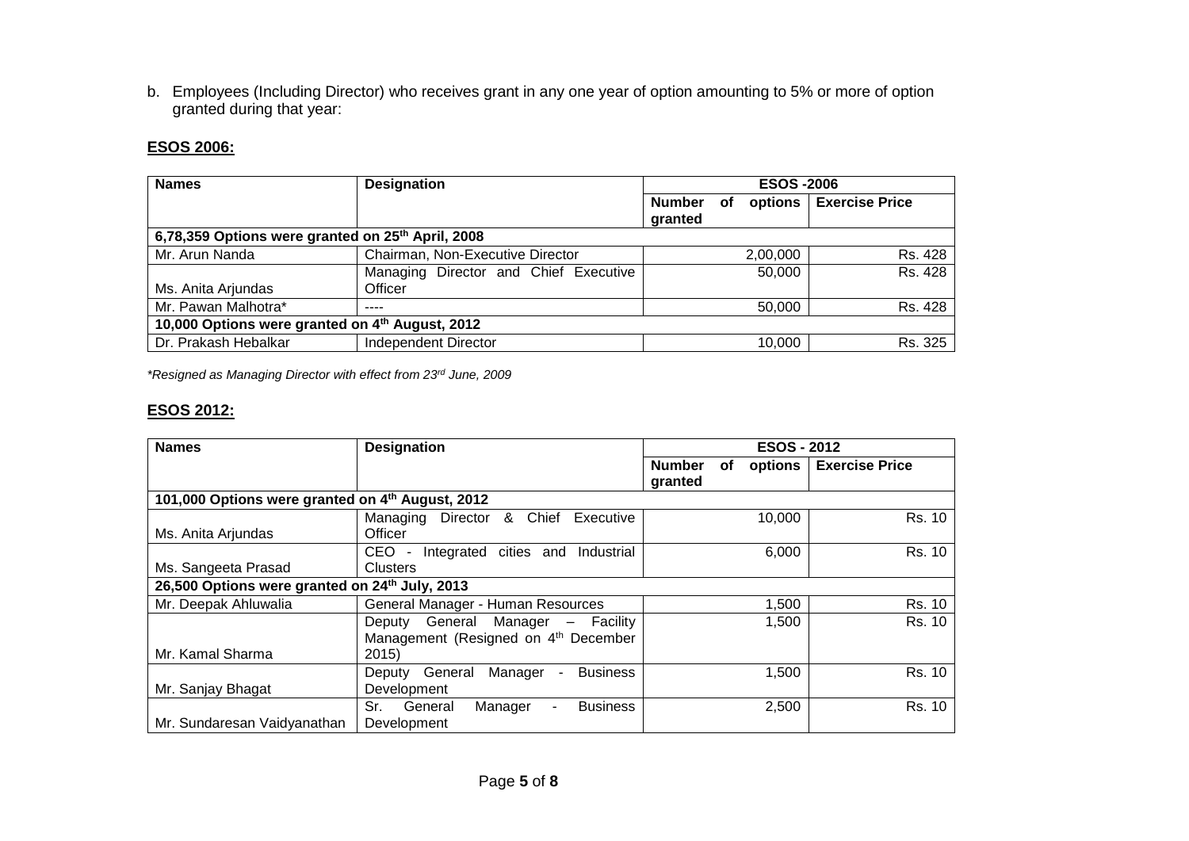b. Employees (Including Director) who receives grant in any one year of option amounting to 5% or more of option granted during that year:

**ESOS 2006:**

| Names | Designation | ESOS -2006 | |
|---|---|---|---|
| | | Number of options granted | Exercise Price |
| **6,78,359 Options were granted on 25th April, 2008** | | | |
| Mr. Arun Nanda | Chairman, Non-Executive Director | 2,00,000 | Rs. 428 |
| Ms. Anita Arjundas | Managing Director and Chief Executive Officer | 50,000 | Rs. 428 |
| Mr. Pawan Malhotra* | ---- | 50,000 | Rs. 428 |
| **10,000 Options were granted on 4th August, 2012** | | | |
| Dr. Prakash Hebalkar | Independent Director | 10,000 | Rs. 325 |

*\*Resigned as Managing Director with effect from 23rd June, 2009*

**ESOS 2012:**

| Names | Designation | ESOS - 2012 | |
|---|---|---|---|
| | | Number of options granted | Exercise Price |
| **101,000 Options were granted on 4th August, 2012** | | | |
| Ms. Anita Arjundas | Managing Director & Chief Executive Officer | 10,000 | Rs. 10 |
| Ms. Sangeeta Prasad | CEO - Integrated cities and Industrial Clusters | 6,000 | Rs. 10 |
| **26,500 Options were granted on 24th July, 2013** | | | |
| Mr. Deepak Ahluwalia | General Manager - Human Resources | 1,500 | Rs. 10 |
| Mr. Kamal Sharma | Deputy General Manager – Facility Management (Resigned on 4th December 2015) | 1,500 | Rs. 10 |
| Mr. Sanjay Bhagat | Deputy General Manager - Business Development | 1,500 | Rs. 10 |
| Mr. Sundaresan Vaidyanathan | Sr. General Manager - Business Development | 2,500 | Rs. 10 |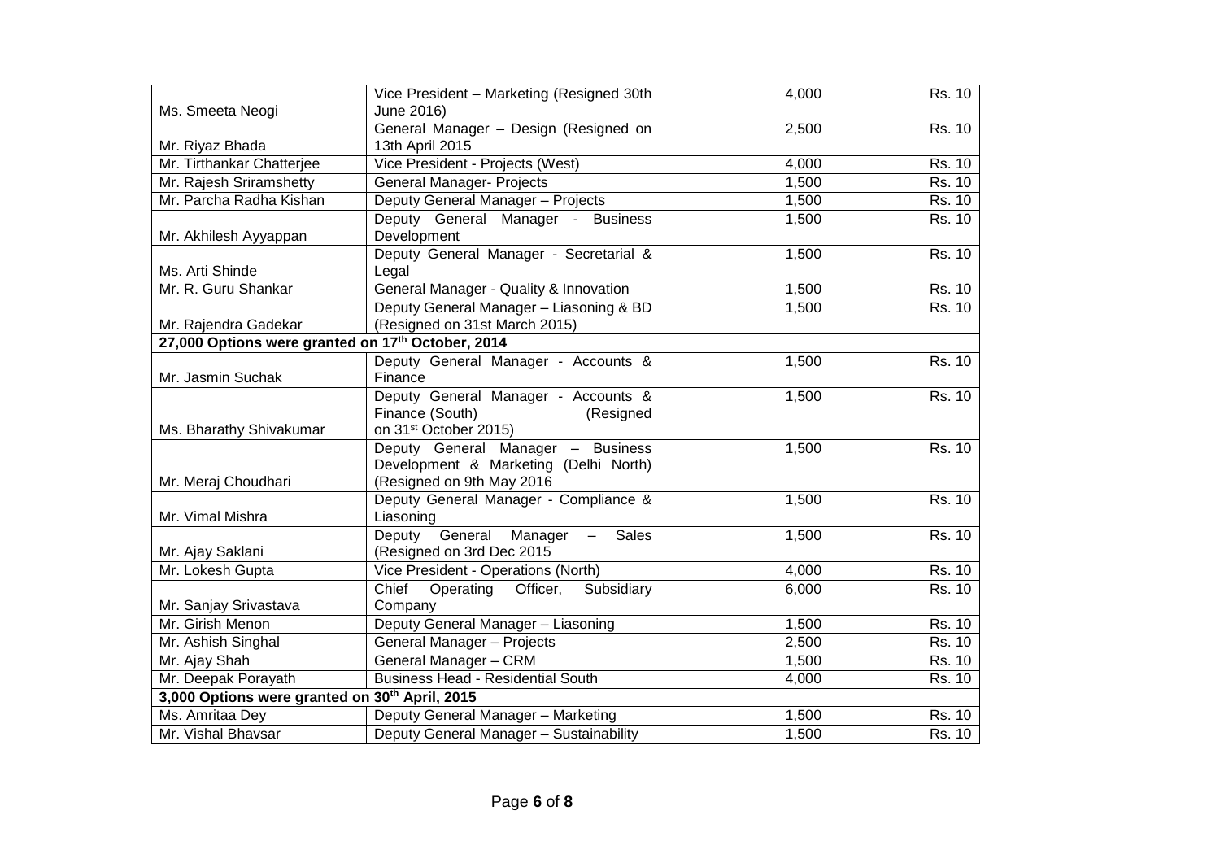| | | | |
|---|---|---|---|
| Ms. Smeeta Neogi | Vice President – Marketing (Resigned 30th June 2016) | 4,000 | Rs. 10 |
| Mr. Riyaz Bhada | General Manager – Design (Resigned on 13th April 2015 | 2,500 | Rs. 10 |
| Mr. Tirthankar Chatterjee | Vice President - Projects (West) | 4,000 | Rs. 10 |
| Mr. Rajesh Sriramshetty | General Manager- Projects | 1,500 | Rs. 10 |
| Mr. Parcha Radha Kishan | Deputy General Manager – Projects | 1,500 | Rs. 10 |
| Mr. Akhilesh Ayyappan | Deputy General Manager - Business Development | 1,500 | Rs. 10 |
| Ms. Arti Shinde | Deputy General Manager - Secretarial & Legal | 1,500 | Rs. 10 |
| Mr. R. Guru Shankar | General Manager - Quality & Innovation | 1,500 | Rs. 10 |
| Mr. Rajendra Gadekar | Deputy General Manager – Liasoning & BD (Resigned on 31st March 2015) | 1,500 | Rs. 10 |
| **27,000 Options were granted on 17th October, 2014** | | | |
| Mr. Jasmin Suchak | Deputy General Manager - Accounts & Finance | 1,500 | Rs. 10 |
| Ms. Bharathy Shivakumar | Deputy General Manager - Accounts & Finance (South) (Resigned on 31st October 2015) | 1,500 | Rs. 10 |
| Mr. Meraj Choudhari | Deputy General Manager – Business Development & Marketing (Delhi North) (Resigned on 9th May 2016 | 1,500 | Rs. 10 |
| Mr. Vimal Mishra | Deputy General Manager - Compliance & Liasoning | 1,500 | Rs. 10 |
| Mr. Ajay Saklani | Deputy General Manager – Sales (Resigned on 3rd Dec 2015 | 1,500 | Rs. 10 |
| Mr. Lokesh Gupta | Vice President - Operations (North) | 4,000 | Rs. 10 |
| Mr. Sanjay Srivastava | Chief Operating Officer, Subsidiary Company | 6,000 | Rs. 10 |
| Mr. Girish Menon | Deputy General Manager – Liasoning | 1,500 | Rs. 10 |
| Mr. Ashish Singhal | General Manager – Projects | 2,500 | Rs. 10 |
| Mr. Ajay Shah | General Manager – CRM | 1,500 | Rs. 10 |
| Mr. Deepak Porayath | Business Head - Residential South | 4,000 | Rs. 10 |
| **3,000 Options were granted on 30th April, 2015** | | | |
| Ms. Amritaa Dey | Deputy General Manager – Marketing | 1,500 | Rs. 10 |
| Mr. Vishal Bhavsar | Deputy General Manager – Sustainability | 1,500 | Rs. 10 |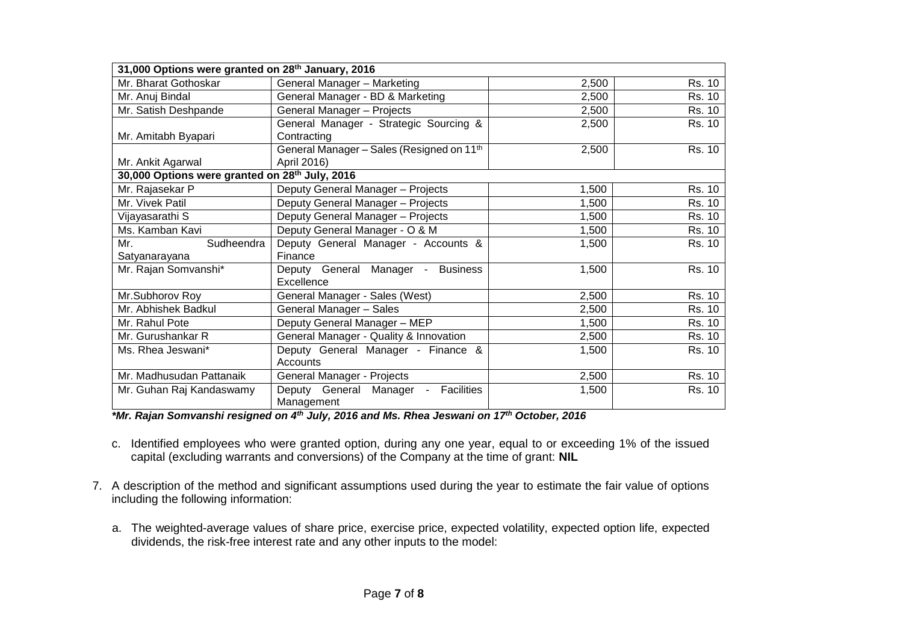| | | | |
|---|---|---|---|
| **31,000 Options were granted on 28th January, 2016** | | | |
| Mr. Bharat Gothoskar | General Manager – Marketing | 2,500 | Rs. 10 |
| Mr. Anuj Bindal | General Manager - BD & Marketing | 2,500 | Rs. 10 |
| Mr. Satish Deshpande | General Manager – Projects | 2,500 | Rs. 10 |
| Mr. Amitabh Byapari | General Manager - Strategic Sourcing & Contracting | 2,500 | Rs. 10 |
| Mr. Ankit Agarwal | General Manager – Sales (Resigned on 11th April 2016) | 2,500 | Rs. 10 |
| **30,000 Options were granted on 28th July, 2016** | | | |
| Mr. Rajasekar P | Deputy General Manager – Projects | 1,500 | Rs. 10 |
| Mr. Vivek Patil | Deputy General Manager – Projects | 1,500 | Rs. 10 |
| Vijayasarathi S | Deputy General Manager – Projects | 1,500 | Rs. 10 |
| Ms. Kamban Kavi | Deputy General Manager - O & M | 1,500 | Rs. 10 |
| Mr. Sudheendra Satyanarayana | Deputy General Manager - Accounts & Finance | 1,500 | Rs. 10 |
| Mr. Rajan Somvanshi* | Deputy General Manager - Business Excellence | 1,500 | Rs. 10 |
| Mr.Subhorov Roy | General Manager - Sales (West) | 2,500 | Rs. 10 |
| Mr. Abhishek Badkul | General Manager – Sales | 2,500 | Rs. 10 |
| Mr. Rahul Pote | Deputy General Manager – MEP | 1,500 | Rs. 10 |
| Mr. Gurushankar R | General Manager - Quality & Innovation | 2,500 | Rs. 10 |
| Ms. Rhea Jeswani* | Deputy General Manager - Finance & Accounts | 1,500 | Rs. 10 |
| Mr. Madhusudan Pattanaik | General Manager - Projects | 2,500 | Rs. 10 |
| Mr. Guhan Raj Kandaswamy | Deputy General Manager - Facilities Management | 1,500 | Rs. 10 |

***Mr. Rajan Somvanshi resigned on 4th July, 2016 and Ms. Rhea Jeswani on 17th October, 2016***

c. Identified employees who were granted option, during any one year, equal to or exceeding 1% of the issued capital (excluding warrants and conversions) of the Company at the time of grant: **NIL**

7. A description of the method and significant assumptions used during the year to estimate the fair value of options including the following information:

   a. The weighted-average values of share price, exercise price, expected volatility, expected option life, expected dividends, the risk-free interest rate and any other inputs to the model: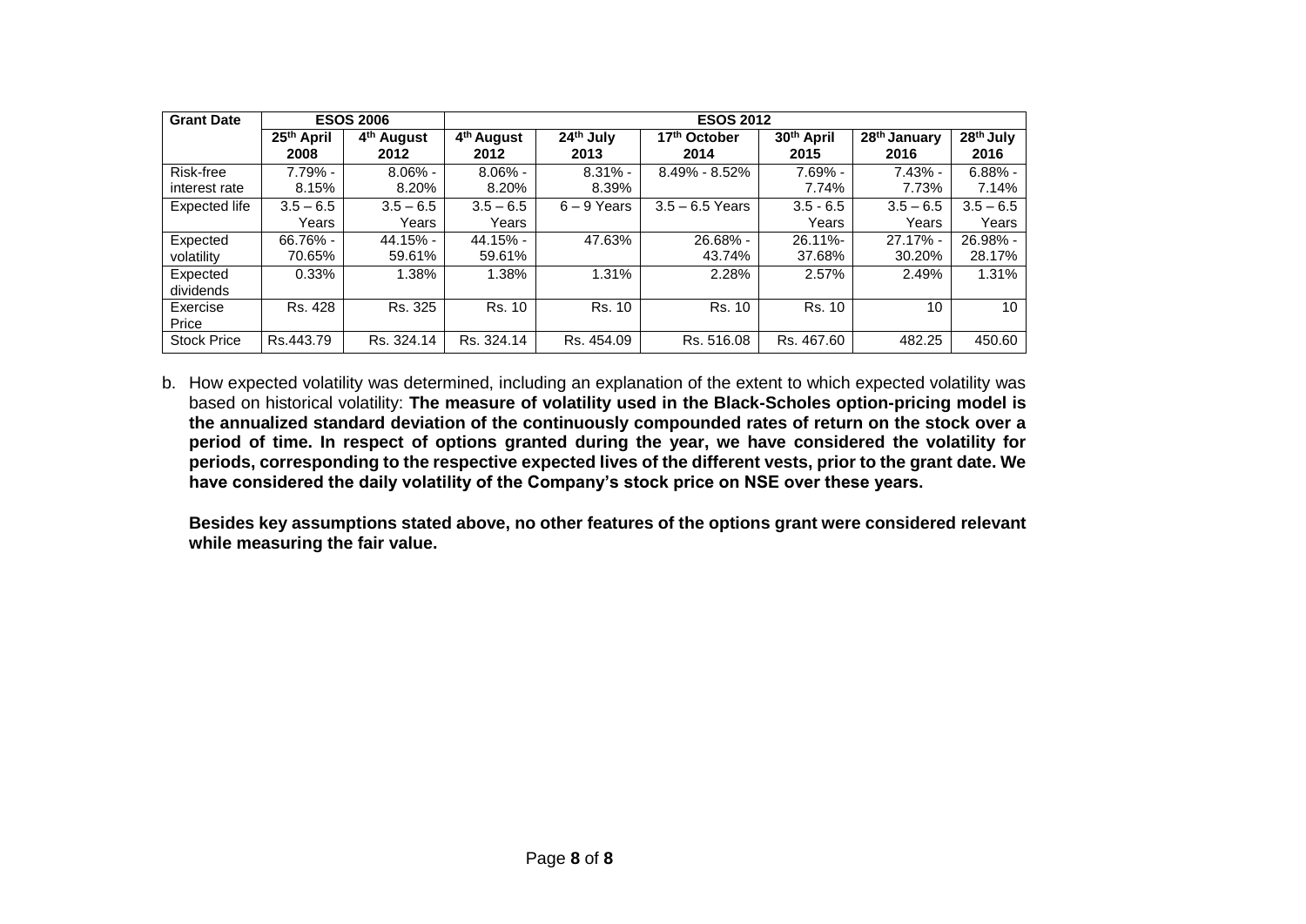| Grant Date | ESOS 2006 | | ESOS 2012 | | | | | |
|---|---|---|---|---|---|---|---|---|
| | 25th April 2008 | 4th August 2012 | 4th August 2012 | 24th July 2013 | 17th October 2014 | 30th April 2015 | 28th January 2016 | 28th July 2016 |
| Risk-free interest rate | 7.79% - 8.15% | 8.06% - 8.20% | 8.06% - 8.20% | 8.31% - 8.39% | 8.49% - 8.52% | 7.69% - 7.74% | 7.43% - 7.73% | 6.88% - 7.14% |
| Expected life | 3.5 – 6.5 Years | 3.5 – 6.5 Years | 3.5 – 6.5 Years | 6 – 9 Years | 3.5 – 6.5 Years | 3.5 - 6.5 Years | 3.5 – 6.5 Years | 3.5 – 6.5 Years |
| Expected volatility | 66.76% - 70.65% | 44.15% - 59.61% | 44.15% - 59.61% | 47.63% | 26.68% - 43.74% | 26.11%- 37.68% | 27.17% - 30.20% | 26.98% - 28.17% |
| Expected dividends | 0.33% | 1.38% | 1.38% | 1.31% | 2.28% | 2.57% | 2.49% | 1.31% |
| Exercise Price | Rs. 428 | Rs. 325 | Rs. 10 | Rs. 10 | Rs. 10 | Rs. 10 | 10 | 10 |
| Stock Price | Rs.443.79 | Rs. 324.14 | Rs. 324.14 | Rs. 454.09 | Rs. 516.08 | Rs. 467.60 | 482.25 | 450.60 |

b. How expected volatility was determined, including an explanation of the extent to which expected volatility was based on historical volatility: **The measure of volatility used in the Black-Scholes option-pricing model is the annualized standard deviation of the continuously compounded rates of return on the stock over a period of time. In respect of options granted during the year, we have considered the volatility for periods, corresponding to the respective expected lives of the different vests, prior to the grant date. We have considered the daily volatility of the Company's stock price on NSE over these years.**

**Besides key assumptions stated above, no other features of the options grant were considered relevant while measuring the fair value.**